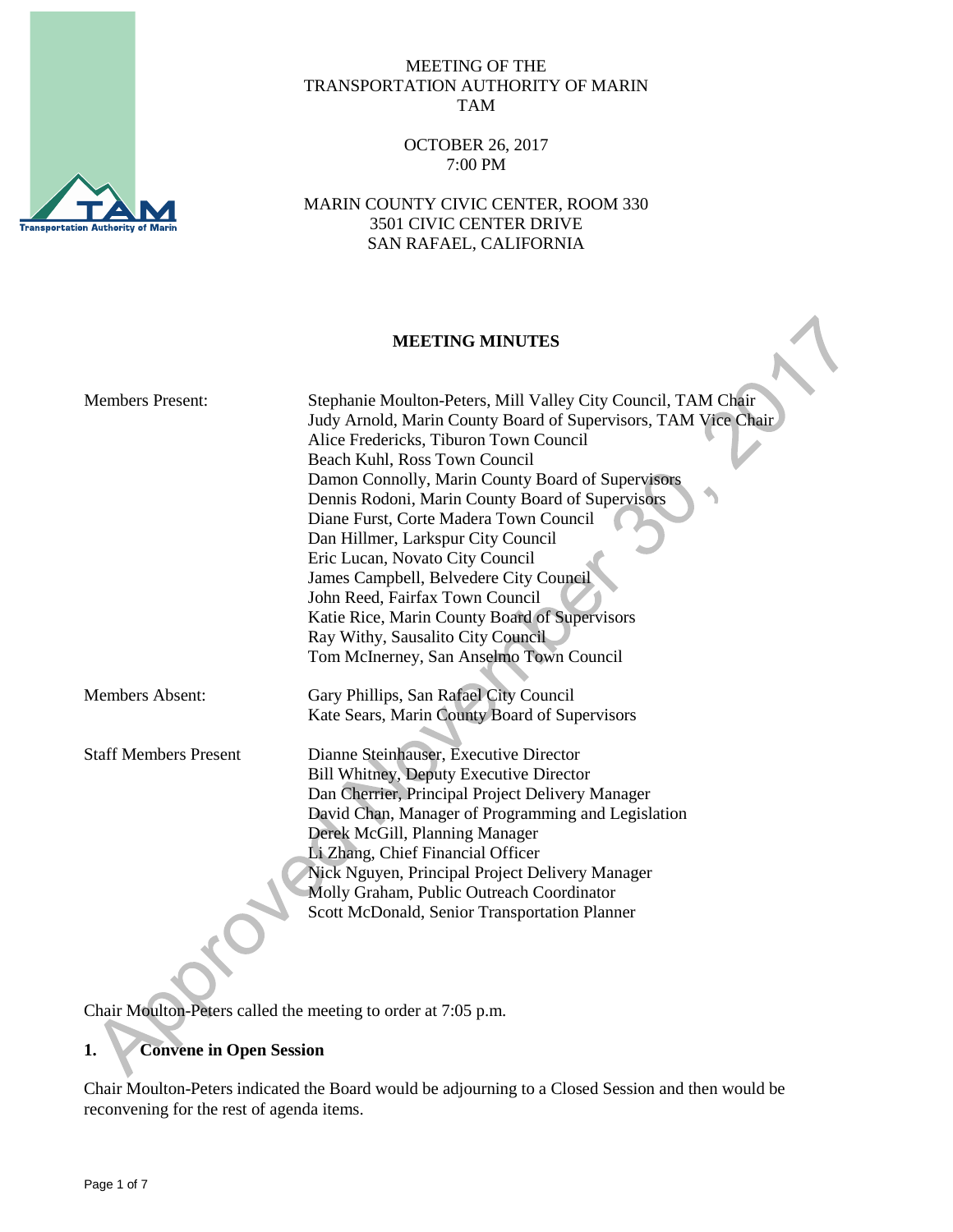MEETING OF THE
TRANSPORTATION AUTHORITY OF MARIN
TAM

OCTOBER 26, 2017
7:00 PM

MARIN COUNTY CIVIC CENTER, ROOM 330
3501 CIVIC CENTER DRIVE
SAN RAFAEL, CALIFORNIA

# MEETING MINUTES

| | |
|---|---|
| Members Present: | Stephanie Moulton-Peters, Mill Valley City Council, TAM Chair<br>Judy Arnold, Marin County Board of Supervisors, TAM Vice Chair<br>Alice Fredericks, Tiburon Town Council<br>Beach Kuhl, Ross Town Council<br>Damon Connolly, Marin County Board of Supervisors<br>Dennis Rodoni, Marin County Board of Supervisors<br>Diane Furst, Corte Madera Town Council<br>Dan Hillmer, Larkspur City Council<br>Eric Lucan, Novato City Council<br>James Campbell, Belvedere City Council<br>John Reed, Fairfax Town Council<br>Katie Rice, Marin County Board of Supervisors<br>Ray Withy, Sausalito City Council<br>Tom McInerney, San Anselmo Town Council |
| Members Absent: | Gary Phillips, San Rafael City Council<br>Kate Sears, Marin County Board of Supervisors |
| Staff Members Present | Dianne Steinhauser, Executive Director<br>Bill Whitney, Deputy Executive Director<br>Dan Cherrier, Principal Project Delivery Manager<br>David Chan, Manager of Programming and Legislation<br>Derek McGill, Planning Manager<br>Li Zhang, Chief Financial Officer<br>Nick Nguyen, Principal Project Delivery Manager<br>Molly Graham, Public Outreach Coordinator<br>Scott McDonald, Senior Transportation Planner |

Chair Moulton-Peters called the meeting to order at 7:05 p.m.

## 1. Convene in Open Session

Chair Moulton-Peters indicated the Board would be adjourning to a Closed Session and then would be reconvening for the rest of agenda items.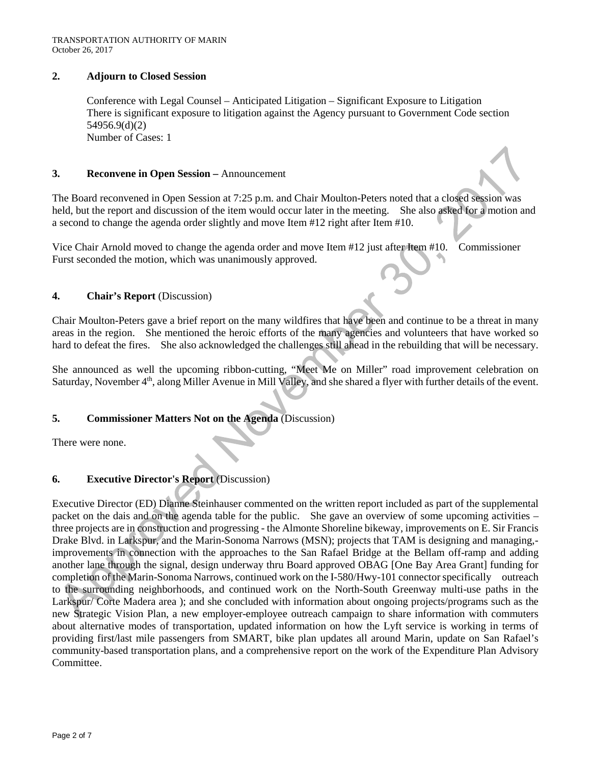## 2. Adjourn to Closed Session

Conference with Legal Counsel – Anticipated Litigation – Significant Exposure to Litigation
There is significant exposure to litigation against the Agency pursuant to Government Code section 54956.9(d)(2)
Number of Cases: 1

## 3. Reconvene in Open Session – Announcement

The Board reconvened in Open Session at 7:25 p.m. and Chair Moulton-Peters noted that a closed session was held, but the report and discussion of the item would occur later in the meeting. She also asked for a motion and a second to change the agenda order slightly and move Item #12 right after Item #10.

Vice Chair Arnold moved to change the agenda order and move Item #12 just after Item #10. Commissioner Furst seconded the motion, which was unanimously approved.

## 4. Chair's Report (Discussion)

Chair Moulton-Peters gave a brief report on the many wildfires that have been and continue to be a threat in many areas in the region. She mentioned the heroic efforts of the many agencies and volunteers that have worked so hard to defeat the fires. She also acknowledged the challenges still ahead in the rebuilding that will be necessary.

She announced as well the upcoming ribbon-cutting, "Meet Me on Miller" road improvement celebration on Saturday, November 4th, along Miller Avenue in Mill Valley, and she shared a flyer with further details of the event.

## 5. Commissioner Matters Not on the Agenda (Discussion)

There were none.

## 6. Executive Director's Report (Discussion)

Executive Director (ED) Dianne Steinhauser commented on the written report included as part of the supplemental packet on the dais and on the agenda table for the public. She gave an overview of some upcoming activities – three projects are in construction and progressing - the Almonte Shoreline bikeway, improvements on E. Sir Francis Drake Blvd. in Larkspur, and the Marin-Sonoma Narrows (MSN); projects that TAM is designing and managing,- improvements in connection with the approaches to the San Rafael Bridge at the Bellam off-ramp and adding another lane through the signal, design underway thru Board approved OBAG [One Bay Area Grant] funding for completion of the Marin-Sonoma Narrows, continued work on the I-580/Hwy-101 connector specifically outreach to the surrounding neighborhoods, and continued work on the North-South Greenway multi-use paths in the Larkspur/ Corte Madera area ); and she concluded with information about ongoing projects/programs such as the new Strategic Vision Plan, a new employer-employee outreach campaign to share information with commuters about alternative modes of transportation, updated information on how the Lyft service is working in terms of providing first/last mile passengers from SMART, bike plan updates all around Marin, update on San Rafael's community-based transportation plans, and a comprehensive report on the work of the Expenditure Plan Advisory Committee.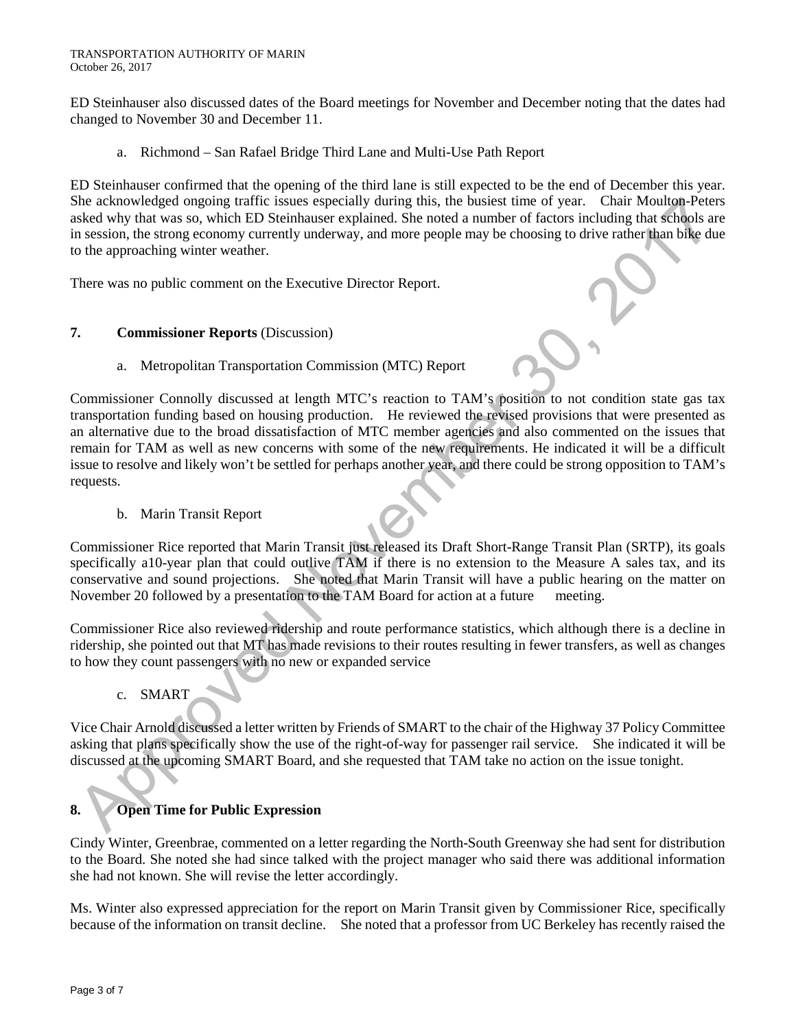ED Steinhauser also discussed dates of the Board meetings for November and December noting that the dates had changed to November 30 and December 11.

a. Richmond – San Rafael Bridge Third Lane and Multi-Use Path Report

ED Steinhauser confirmed that the opening of the third lane is still expected to be the end of December this year. She acknowledged ongoing traffic issues especially during this, the busiest time of year. Chair Moulton-Peters asked why that was so, which ED Steinhauser explained. She noted a number of factors including that schools are in session, the strong economy currently underway, and more people may be choosing to drive rather than bike due to the approaching winter weather.

There was no public comment on the Executive Director Report.

## 7. Commissioner Reports (Discussion)

a. Metropolitan Transportation Commission (MTC) Report

Commissioner Connolly discussed at length MTC's reaction to TAM's position to not condition state gas tax transportation funding based on housing production. He reviewed the revised provisions that were presented as an alternative due to the broad dissatisfaction of MTC member agencies and also commented on the issues that remain for TAM as well as new concerns with some of the new requirements. He indicated it will be a difficult issue to resolve and likely won't be settled for perhaps another year, and there could be strong opposition to TAM's requests.

b. Marin Transit Report

Commissioner Rice reported that Marin Transit just released its Draft Short-Range Transit Plan (SRTP), its goals specifically a10-year plan that could outlive TAM if there is no extension to the Measure A sales tax, and its conservative and sound projections. She noted that Marin Transit will have a public hearing on the matter on November 20 followed by a presentation to the TAM Board for action at a future meeting.

Commissioner Rice also reviewed ridership and route performance statistics, which although there is a decline in ridership, she pointed out that MT has made revisions to their routes resulting in fewer transfers, as well as changes to how they count passengers with no new or expanded service

c. SMART

Vice Chair Arnold discussed a letter written by Friends of SMART to the chair of the Highway 37 Policy Committee asking that plans specifically show the use of the right-of-way for passenger rail service. She indicated it will be discussed at the upcoming SMART Board, and she requested that TAM take no action on the issue tonight.

## 8. Open Time for Public Expression

Cindy Winter, Greenbrae, commented on a letter regarding the North-South Greenway she had sent for distribution to the Board. She noted she had since talked with the project manager who said there was additional information she had not known. She will revise the letter accordingly.

Ms. Winter also expressed appreciation for the report on Marin Transit given by Commissioner Rice, specifically because of the information on transit decline. She noted that a professor from UC Berkeley has recently raised the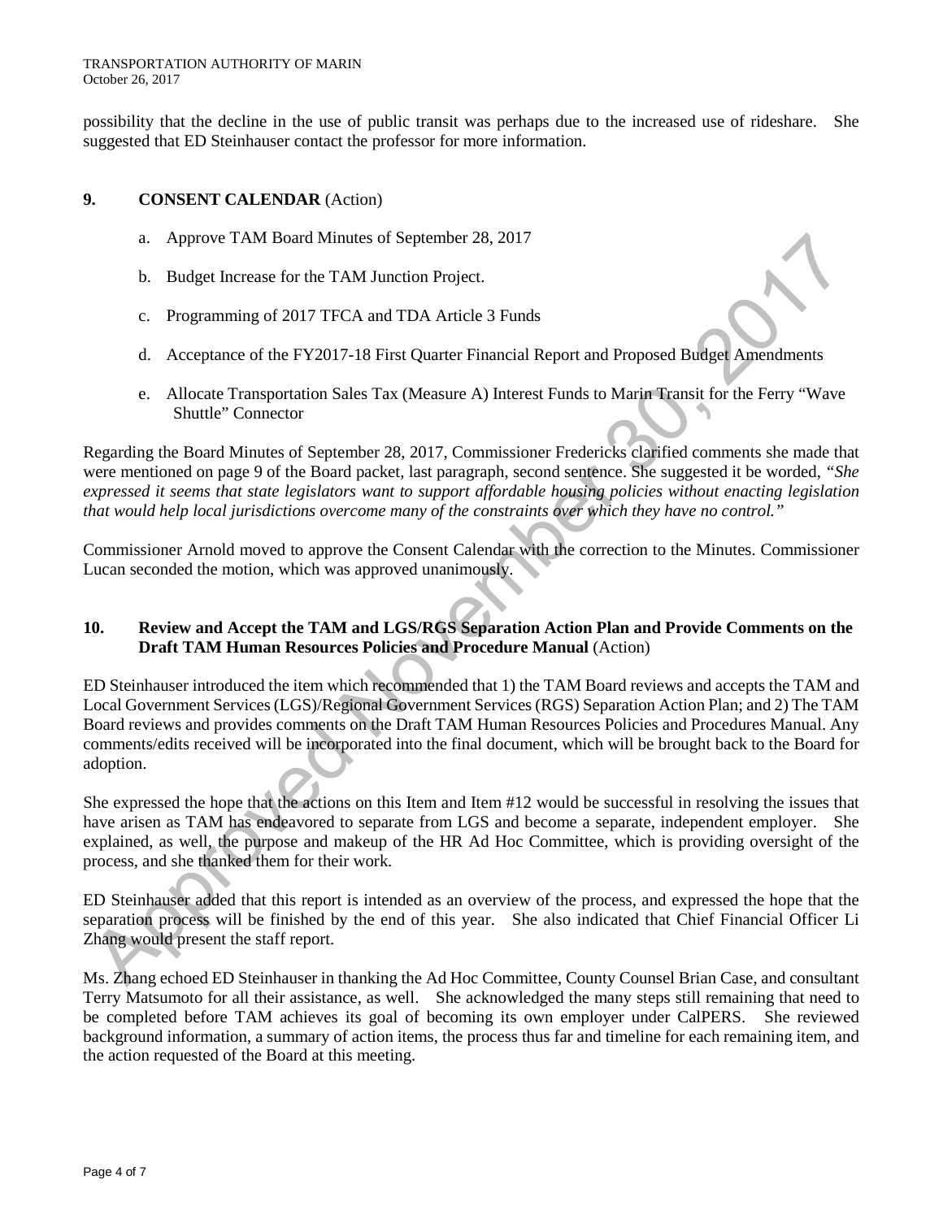possibility that the decline in the use of public transit was perhaps due to the increased use of rideshare. She suggested that ED Steinhauser contact the professor for more information.

## 9. CONSENT CALENDAR (Action)

a. Approve TAM Board Minutes of September 28, 2017

b. Budget Increase for the TAM Junction Project.

c. Programming of 2017 TFCA and TDA Article 3 Funds

d. Acceptance of the FY2017-18 First Quarter Financial Report and Proposed Budget Amendments

e. Allocate Transportation Sales Tax (Measure A) Interest Funds to Marin Transit for the Ferry "Wave Shuttle" Connector

Regarding the Board Minutes of September 28, 2017, Commissioner Fredericks clarified comments she made that were mentioned on page 9 of the Board packet, last paragraph, second sentence. She suggested it be worded, *"She expressed it seems that state legislators want to support affordable housing policies without enacting legislation that would help local jurisdictions overcome many of the constraints over which they have no control."*

Commissioner Arnold moved to approve the Consent Calendar with the correction to the Minutes. Commissioner Lucan seconded the motion, which was approved unanimously.

## 10. Review and Accept the TAM and LGS/RGS Separation Action Plan and Provide Comments on the Draft TAM Human Resources Policies and Procedure Manual (Action)

ED Steinhauser introduced the item which recommended that 1) the TAM Board reviews and accepts the TAM and Local Government Services (LGS)/Regional Government Services (RGS) Separation Action Plan; and 2) The TAM Board reviews and provides comments on the Draft TAM Human Resources Policies and Procedures Manual. Any comments/edits received will be incorporated into the final document, which will be brought back to the Board for adoption.

She expressed the hope that the actions on this Item and Item #12 would be successful in resolving the issues that have arisen as TAM has endeavored to separate from LGS and become a separate, independent employer. She explained, as well, the purpose and makeup of the HR Ad Hoc Committee, which is providing oversight of the process, and she thanked them for their work.

ED Steinhauser added that this report is intended as an overview of the process, and expressed the hope that the separation process will be finished by the end of this year. She also indicated that Chief Financial Officer Li Zhang would present the staff report.

Ms. Zhang echoed ED Steinhauser in thanking the Ad Hoc Committee, County Counsel Brian Case, and consultant Terry Matsumoto for all their assistance, as well. She acknowledged the many steps still remaining that need to be completed before TAM achieves its goal of becoming its own employer under CalPERS. She reviewed background information, a summary of action items, the process thus far and timeline for each remaining item, and the action requested of the Board at this meeting.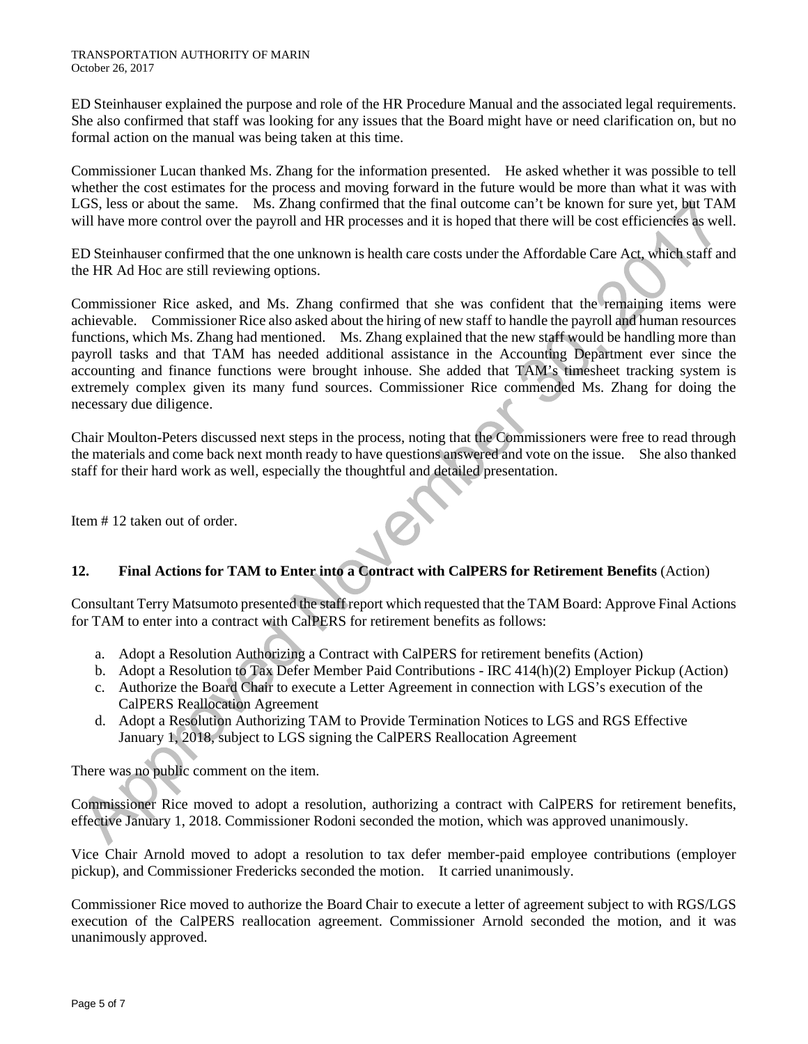ED Steinhauser explained the purpose and role of the HR Procedure Manual and the associated legal requirements. She also confirmed that staff was looking for any issues that the Board might have or need clarification on, but no formal action on the manual was being taken at this time.

Commissioner Lucan thanked Ms. Zhang for the information presented. He asked whether it was possible to tell whether the cost estimates for the process and moving forward in the future would be more than what it was with LGS, less or about the same. Ms. Zhang confirmed that the final outcome can't be known for sure yet, but TAM will have more control over the payroll and HR processes and it is hoped that there will be cost efficiencies as well.

ED Steinhauser confirmed that the one unknown is health care costs under the Affordable Care Act, which staff and the HR Ad Hoc are still reviewing options.

Commissioner Rice asked, and Ms. Zhang confirmed that she was confident that the remaining items were achievable. Commissioner Rice also asked about the hiring of new staff to handle the payroll and human resources functions, which Ms. Zhang had mentioned. Ms. Zhang explained that the new staff would be handling more than payroll tasks and that TAM has needed additional assistance in the Accounting Department ever since the accounting and finance functions were brought inhouse. She added that TAM's timesheet tracking system is extremely complex given its many fund sources. Commissioner Rice commended Ms. Zhang for doing the necessary due diligence.

Chair Moulton-Peters discussed next steps in the process, noting that the Commissioners were free to read through the materials and come back next month ready to have questions answered and vote on the issue. She also thanked staff for their hard work as well, especially the thoughtful and detailed presentation.

Item # 12 taken out of order.

## 12. Final Actions for TAM to Enter into a Contract with CalPERS for Retirement Benefits (Action)

Consultant Terry Matsumoto presented the staff report which requested that the TAM Board: Approve Final Actions for TAM to enter into a contract with CalPERS for retirement benefits as follows:

a. Adopt a Resolution Authorizing a Contract with CalPERS for retirement benefits (Action)
b. Adopt a Resolution to Tax Defer Member Paid Contributions - IRC 414(h)(2) Employer Pickup (Action)
c. Authorize the Board Chair to execute a Letter Agreement in connection with LGS's execution of the CalPERS Reallocation Agreement
d. Adopt a Resolution Authorizing TAM to Provide Termination Notices to LGS and RGS Effective January 1, 2018, subject to LGS signing the CalPERS Reallocation Agreement

There was no public comment on the item.

Commissioner Rice moved to adopt a resolution, authorizing a contract with CalPERS for retirement benefits, effective January 1, 2018. Commissioner Rodoni seconded the motion, which was approved unanimously.

Vice Chair Arnold moved to adopt a resolution to tax defer member-paid employee contributions (employer pickup), and Commissioner Fredericks seconded the motion. It carried unanimously.

Commissioner Rice moved to authorize the Board Chair to execute a letter of agreement subject to with RGS/LGS execution of the CalPERS reallocation agreement. Commissioner Arnold seconded the motion, and it was unanimously approved.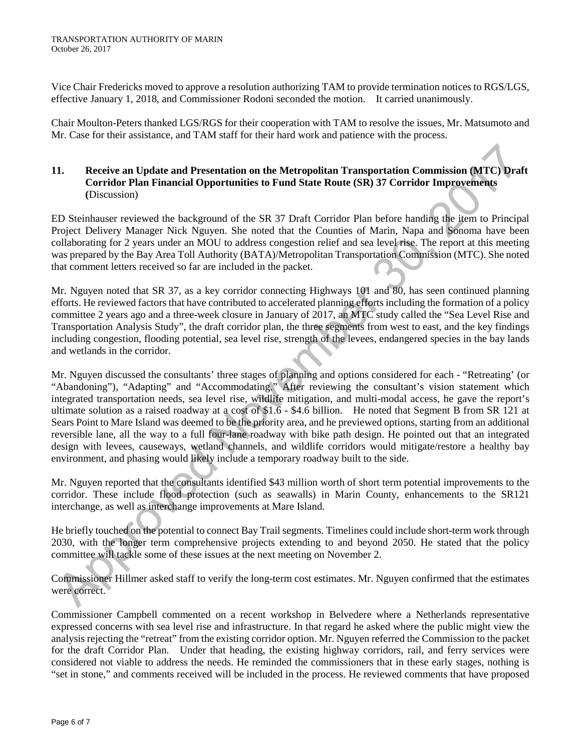Vice Chair Fredericks moved to approve a resolution authorizing TAM to provide termination notices to RGS/LGS, effective January 1, 2018, and Commissioner Rodoni seconded the motion. It carried unanimously.

Chair Moulton-Peters thanked LGS/RGS for their cooperation with TAM to resolve the issues, Mr. Matsumoto and Mr. Case for their assistance, and TAM staff for their hard work and patience with the process.

**11. Receive an Update and Presentation on the Metropolitan Transportation Commission (MTC) Draft Corridor Plan Financial Opportunities to Fund State Route (SR) 37 Corridor Improvements (**Discussion)

ED Steinhauser reviewed the background of the SR 37 Draft Corridor Plan before handing the item to Principal Project Delivery Manager Nick Nguyen. She noted that the Counties of Marin, Napa and Sonoma have been collaborating for 2 years under an MOU to address congestion relief and sea level rise. The report at this meeting was prepared by the Bay Area Toll Authority (BATA)/Metropolitan Transportation Commission (MTC). She noted that comment letters received so far are included in the packet.

Mr. Nguyen noted that SR 37, as a key corridor connecting Highways 101 and 80, has seen continued planning efforts. He reviewed factors that have contributed to accelerated planning efforts including the formation of a policy committee 2 years ago and a three-week closure in January of 2017, an MTC study called the "Sea Level Rise and Transportation Analysis Study", the draft corridor plan, the three segments from west to east, and the key findings including congestion, flooding potential, sea level rise, strength of the levees, endangered species in the bay lands and wetlands in the corridor.

Mr. Nguyen discussed the consultants' three stages of planning and options considered for each - "Retreating' (or "Abandoning"), "Adapting" and "Accommodating." After reviewing the consultant's vision statement which integrated transportation needs, sea level rise, wildlife mitigation, and multi-modal access, he gave the report's ultimate solution as a raised roadway at a cost of \$1.6 - \$4.6 billion. He noted that Segment B from SR 121 at Sears Point to Mare Island was deemed to be the priority area, and he previewed options, starting from an additional reversible lane, all the way to a full four-lane roadway with bike path design. He pointed out that an integrated design with levees, causeways, wetland channels, and wildlife corridors would mitigate/restore a healthy bay environment, and phasing would likely include a temporary roadway built to the side.

Mr. Nguyen reported that the consultants identified \$43 million worth of short term potential improvements to the corridor. These include flood protection (such as seawalls) in Marin County, enhancements to the SR121 interchange, as well as interchange improvements at Mare Island.

He briefly touched on the potential to connect Bay Trail segments. Timelines could include short-term work through 2030, with the longer term comprehensive projects extending to and beyond 2050. He stated that the policy committee will tackle some of these issues at the next meeting on November 2.

Commissioner Hillmer asked staff to verify the long-term cost estimates. Mr. Nguyen confirmed that the estimates were correct.

Commissioner Campbell commented on a recent workshop in Belvedere where a Netherlands representative expressed concerns with sea level rise and infrastructure. In that regard he asked where the public might view the analysis rejecting the "retreat" from the existing corridor option. Mr. Nguyen referred the Commission to the packet for the draft Corridor Plan. Under that heading, the existing highway corridors, rail, and ferry services were considered not viable to address the needs. He reminded the commissioners that in these early stages, nothing is "set in stone," and comments received will be included in the process. He reviewed comments that have proposed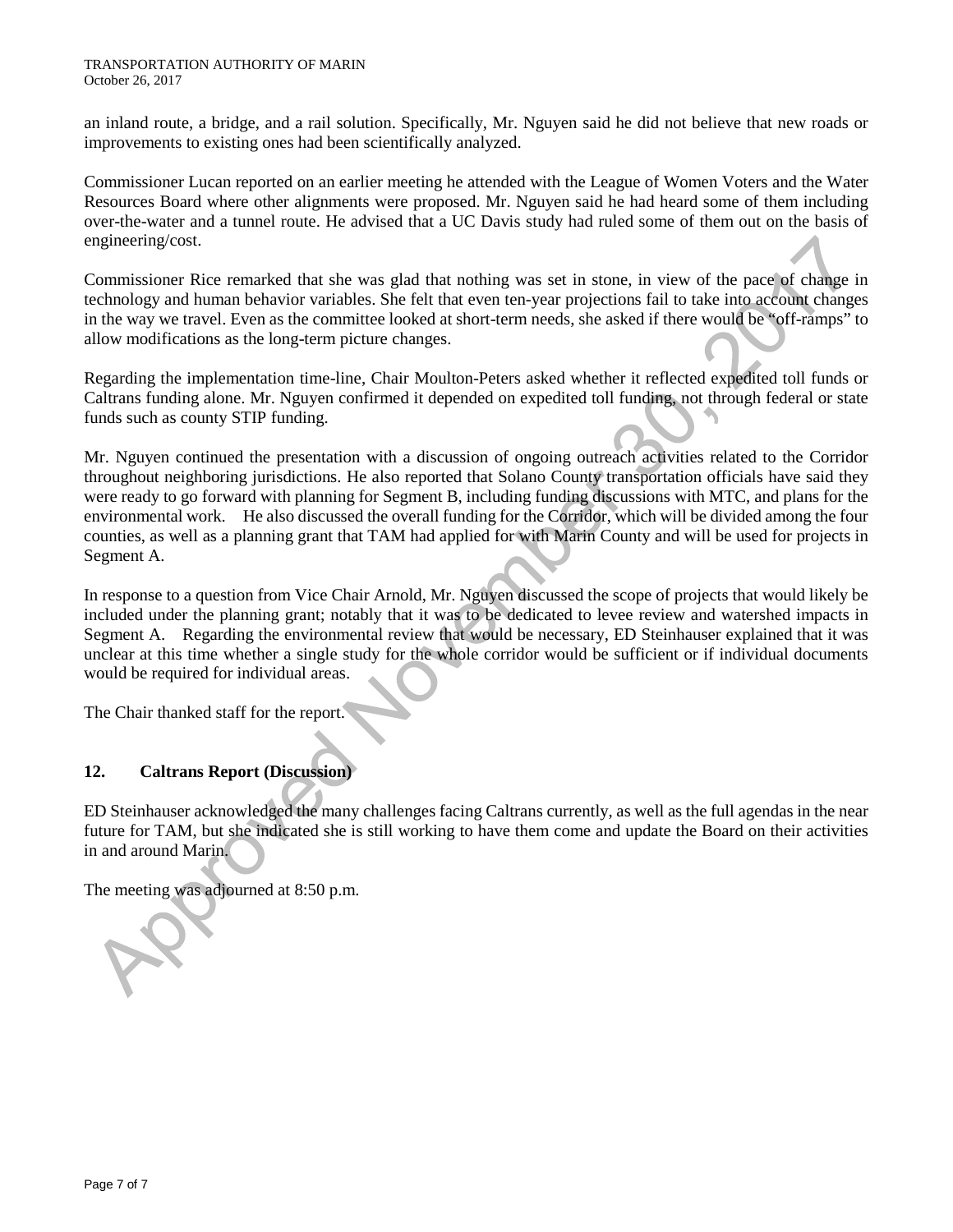an inland route, a bridge, and a rail solution. Specifically, Mr. Nguyen said he did not believe that new roads or improvements to existing ones had been scientifically analyzed.

Commissioner Lucan reported on an earlier meeting he attended with the League of Women Voters and the Water Resources Board where other alignments were proposed. Mr. Nguyen said he had heard some of them including over-the-water and a tunnel route. He advised that a UC Davis study had ruled some of them out on the basis of engineering/cost.

Commissioner Rice remarked that she was glad that nothing was set in stone, in view of the pace of change in technology and human behavior variables. She felt that even ten-year projections fail to take into account changes in the way we travel. Even as the committee looked at short-term needs, she asked if there would be "off-ramps" to allow modifications as the long-term picture changes.

Regarding the implementation time-line, Chair Moulton-Peters asked whether it reflected expedited toll funds or Caltrans funding alone. Mr. Nguyen confirmed it depended on expedited toll funding, not through federal or state funds such as county STIP funding.

Mr. Nguyen continued the presentation with a discussion of ongoing outreach activities related to the Corridor throughout neighboring jurisdictions. He also reported that Solano County transportation officials have said they were ready to go forward with planning for Segment B, including funding discussions with MTC, and plans for the environmental work. He also discussed the overall funding for the Corridor, which will be divided among the four counties, as well as a planning grant that TAM had applied for with Marin County and will be used for projects in Segment A.

In response to a question from Vice Chair Arnold, Mr. Nguyen discussed the scope of projects that would likely be included under the planning grant; notably that it was to be dedicated to levee review and watershed impacts in Segment A. Regarding the environmental review that would be necessary, ED Steinhauser explained that it was unclear at this time whether a single study for the whole corridor would be sufficient or if individual documents would be required for individual areas.

The Chair thanked staff for the report.

## 12. Caltrans Report (Discussion)

ED Steinhauser acknowledged the many challenges facing Caltrans currently, as well as the full agendas in the near future for TAM, but she indicated she is still working to have them come and update the Board on their activities in and around Marin.

The meeting was adjourned at 8:50 p.m.